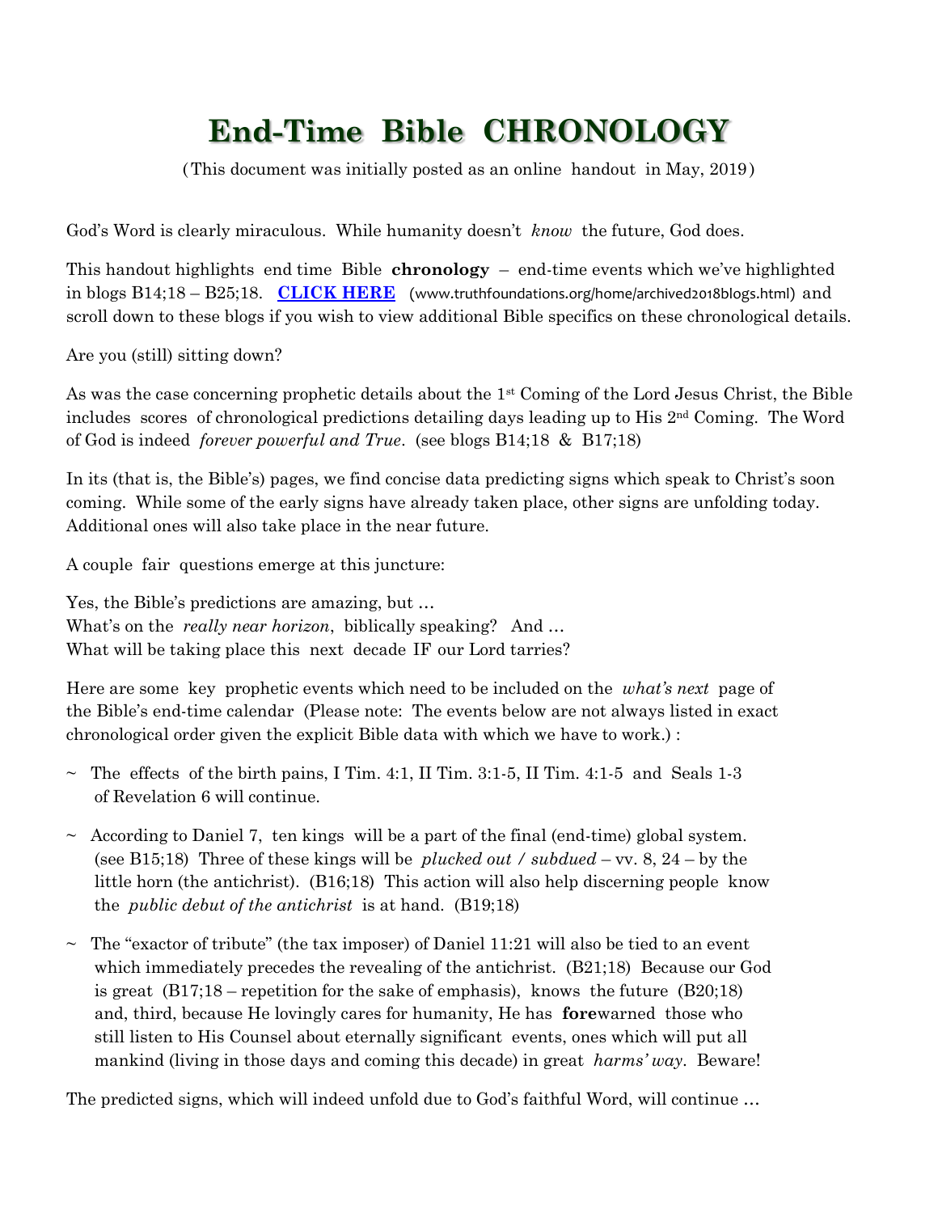# End-Time Bible CHRONOLOGY

(This document was initially posted as an online handout in May, 2019)

God's Word is clearly miraculous. While humanity doesn't *know* the future, God does.

This handout highlights end time Bible **chronology** – end-time events which we've highlighted in blogs B14;18 – B25;18. **CLICK HERE** (www.truthfoundations.org/home/archived2018blogs.html) and scroll down to these blogs if you wish to view additional Bible specifics on these chronological details.

Are you (still) sitting down?

As was the case concerning prophetic details about the 1st Coming of the Lord Jesus Christ, the Bible includes scores of chronological predictions detailing days leading up to His 2nd Coming. The Word of God is indeed *forever powerful and True*. (see blogs B14;18 & B17;18)

In its (that is, the Bible's) pages, we find concise data predicting signs which speak to Christ's soon coming. While some of the early signs have already taken place, other signs are unfolding today. Additional ones will also take place in the near future.

A couple fair questions emerge at this juncture:

Yes, the Bible's predictions are amazing, but …
What's on the *really near horizon*, biblically speaking? And …
What will be taking place this next decade IF our Lord tarries?

Here are some key prophetic events which need to be included on the *what's next* page of the Bible's end-time calendar (Please note: The events below are not always listed in exact chronological order given the explicit Bible data with which we have to work.) :

~ The effects of the birth pains, I Tim. 4:1, II Tim. 3:1-5, II Tim. 4:1-5 and Seals 1-3 of Revelation 6 will continue.

~ According to Daniel 7, ten kings will be a part of the final (end-time) global system. (see B15;18) Three of these kings will be *plucked out / subdued* – vv. 8, 24 – by the little horn (the antichrist). (B16;18) This action will also help discerning people know the *public debut of the antichrist* is at hand. (B19;18)

~ The "exactor of tribute" (the tax imposer) of Daniel 11:21 will also be tied to an event which immediately precedes the revealing of the antichrist. (B21;18) Because our God is great (B17;18 – repetition for the sake of emphasis), knows the future (B20;18) and, third, because He lovingly cares for humanity, He has **fore**warned those who still listen to His Counsel about eternally significant events, ones which will put all mankind (living in those days and coming this decade) in great *harms' way*. Beware!

The predicted signs, which will indeed unfold due to God's faithful Word, will continue …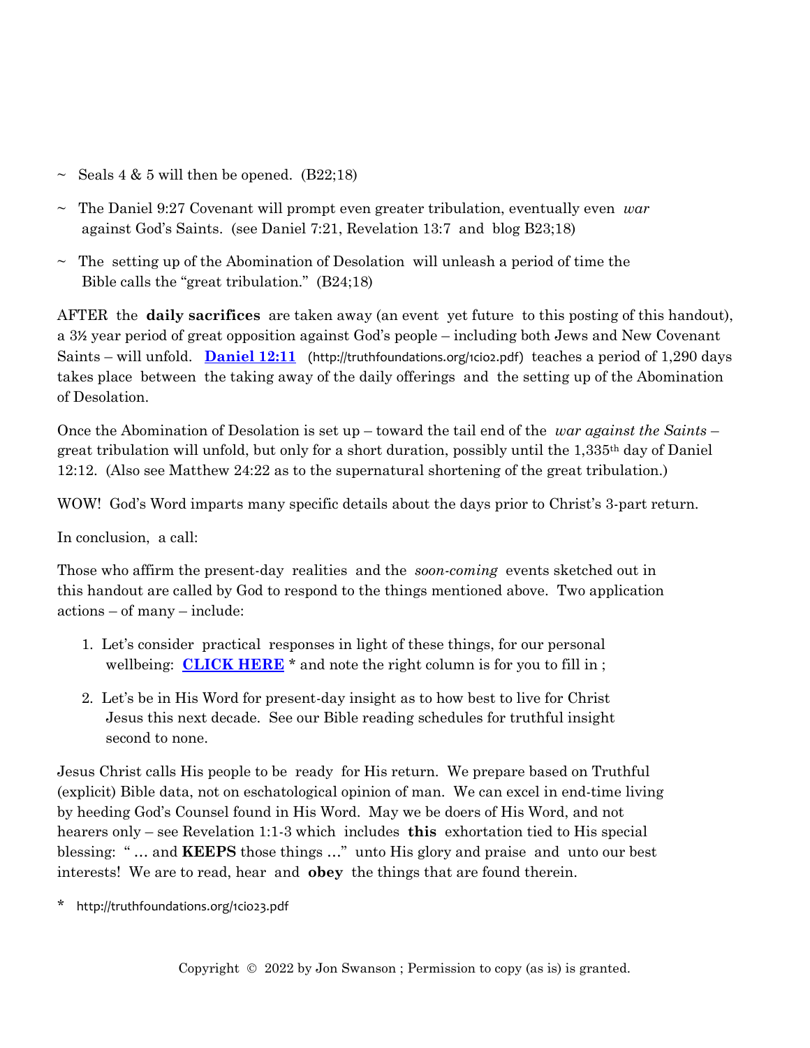~ Seals 4 & 5 will then be opened. (B22;18)

~ The Daniel 9:27 Covenant will prompt even greater tribulation, eventually even *war* against God's Saints. (see Daniel 7:21, Revelation 13:7 and blog B23;18)

~ The setting up of the Abomination of Desolation will unleash a period of time the Bible calls the "great tribulation." (B24;18)

AFTER the **daily sacrifices** are taken away (an event yet future to this posting of this handout), a 3½ year period of great opposition against God's people – including both Jews and New Covenant Saints – will unfold. **Daniel 12:11** (http://truthfoundations.org/1cio2.pdf) teaches a period of 1,290 days takes place between the taking away of the daily offerings and the setting up of the Abomination of Desolation.

Once the Abomination of Desolation is set up – toward the tail end of the *war against the Saints* – great tribulation will unfold, but only for a short duration, possibly until the 1,335th day of Daniel 12:12. (Also see Matthew 24:22 as to the supernatural shortening of the great tribulation.)

WOW! God's Word imparts many specific details about the days prior to Christ's 3-part return.

In conclusion, a call:

Those who affirm the present-day realities and the *soon-coming* events sketched out in this handout are called by God to respond to the things mentioned above. Two application actions – of many – include:

1. Let's consider practical responses in light of these things, for our personal wellbeing: **CLICK HERE** * and note the right column is for you to fill in ;
2. Let's be in His Word for present-day insight as to how best to live for Christ Jesus this next decade. See our Bible reading schedules for truthful insight second to none.

Jesus Christ calls His people to be ready for His return. We prepare based on Truthful (explicit) Bible data, not on eschatological opinion of man. We can excel in end-time living by heeding God's Counsel found in His Word. May we be doers of His Word, and not hearers only – see Revelation 1:1-3 which includes **this** exhortation tied to His special blessing: " … and **KEEPS** those things …" unto His glory and praise and unto our best interests! We are to read, hear and **obey** the things that are found therein.

* http://truthfoundations.org/1cio23.pdf

Copyright © 2022 by Jon Swanson ; Permission to copy (as is) is granted.